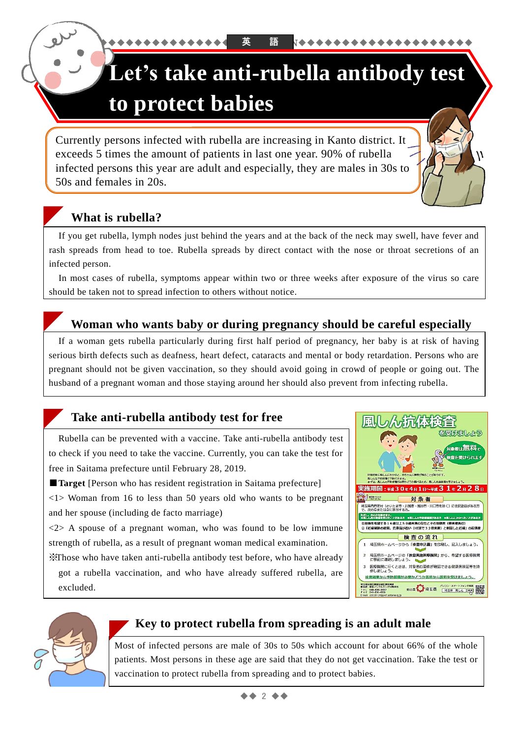英 語

# Let's take anti-rubella antibody test to protect babies

Currently persons infected with rubella are increasing in Kanto district. It exceeds 5 times the amount of patients in last one year. 90% of rubella infected persons this year are adult and especially, they are males in 30s to 50s and females in 20s.

## What is rubella?

If you get rubella, lymph nodes just behind the years and at the back of the neck may swell, have fever and rash spreads from head to toe. Rubella spreads by direct contact with the nose or throat secretions of an infected person.

In most cases of rubella, symptoms appear within two or three weeks after exposure of the virus so care should be taken not to spread infection to others without notice.

## Woman who wants baby or during pregnancy should be careful especially

If a woman gets rubella particularly during first half period of pregnancy, her baby is at risk of having serious birth defects such as deafness, heart defect, cataracts and mental or body retardation. Persons who are pregnant should not be given vaccination, so they should avoid going in crowd of people or going out. The husband of a pregnant woman and those staying around her should also prevent from infecting rubella.

## Take anti-rubella antibody test for free

Rubella can be prevented with a vaccine. Take anti-rubella antibody test to check if you need to take the vaccine. Currently, you can take the test for free in Saitama prefecture until February 28, 2019.

■**Target** [Person who has resident registration in Saitama prefecture]

<1> Woman from 16 to less than 50 years old who wants to be pregnant and her spouse (including de facto marriage)

<2> A spouse of a pregnant woman, who was found to be low immune strength of rubella, as a result of pregnant woman medical examination.

※Those who have taken anti-rubella antibody test before, who have already got a rubella vaccination, and who have already suffered rubella, are excluded.

風しん抗体検査

を受けましょう

対象者は無料で検査を受けられます

実施期間：平成30年4月1日～平成31年2月28日

対象者

検査の流れ

## Key to protect rubella from spreading is an adult male

Most of infected persons are male of 30s to 50s which account for about 66% of the whole patients. Most persons in these age are said that they do not get vaccination. Take the test or vaccination to protect rubella from spreading and to protect babies.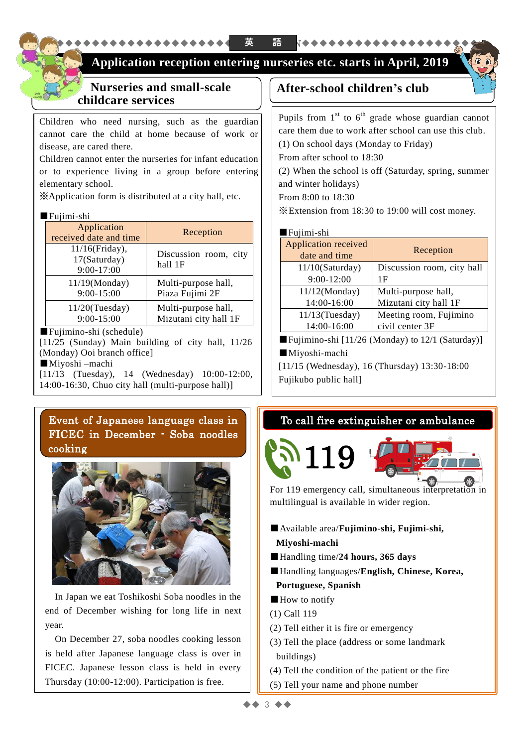英　語

# Application reception entering nurseries etc. starts in April, 2019

## Nurseries and small-scale childcare services

Children who need nursing, such as the guardian cannot care the child at home because of work or disease, are cared there.

Children cannot enter the nurseries for infant education or to experience living in a group before entering elementary school.

※Application form is distributed at a city hall, etc.

■Fujimi-shi

| Application received date and time | Reception |
|---|---|
| 11/16(Friday), 17(Saturday) 9:00-17:00 | Discussion room, city hall 1F |
| 11/19(Monday) 9:00-15:00 | Multi-purpose hall, Piaza Fujimi 2F |
| 11/20(Tuesday) 9:00-15:00 | Multi-purpose hall, Mizutani city hall 1F |

■Fujimino-shi (schedule)

[11/25 (Sunday) Main building of city hall, 11/26 (Monday) Ooi branch office]

■Miyoshi –machi

[11/13 (Tuesday), 14 (Wednesday) 10:00-12:00, 14:00-16:30, Chuo city hall (multi-purpose hall)]

## After-school children's club

Pupils from 1st to 6th grade whose guardian cannot care them due to work after school can use this club.

(1) On school days (Monday to Friday)

From after school to 18:30

(2) When the school is off (Saturday, spring, summer and winter holidays)

From 8:00 to 18:30

※Extension from 18:30 to 19:00 will cost money.

■Fujimi-shi

| Application received date and time | Reception |
|---|---|
| 11/10(Saturday) 9:00-12:00 | Discussion room, city hall 1F |
| 11/12(Monday) 14:00-16:00 | Multi-purpose hall, Mizutani city hall 1F |
| 11/13(Tuesday) 14:00-16:00 | Meeting room, Fujimino civil center 3F |

■Fujimino-shi [11/26 (Monday) to 12/1 (Saturday)]

■Miyoshi-machi

[11/15 (Wednesday), 16 (Thursday) 13:30-18:00 Fujikubo public hall]

## Event of Japanese language class in FICEC in December - Soba noodles cooking

In Japan we eat Toshikoshi Soba noodles in the end of December wishing for long life in next year.

On December 27, soba noodles cooking lesson is held after Japanese language class is over in FICEC. Japanese lesson class is held in every Thursday (10:00-12:00). Participation is free.

## To call fire extinguisher or ambulance

119

For 119 emergency call, simultaneous interpretation in multilingual is available in wider region.

■Available area/**Fujimino-shi, Fujimi-shi, Miyoshi-machi**

■Handling time/**24 hours, 365 days**

■Handling languages/**English, Chinese, Korea, Portuguese, Spanish**

■How to notify

(1) Call 119

(2) Tell either it is fire or emergency

(3) Tell the place (address or some landmark buildings)

(4) Tell the condition of the patient or the fire

(5) Tell your name and phone number